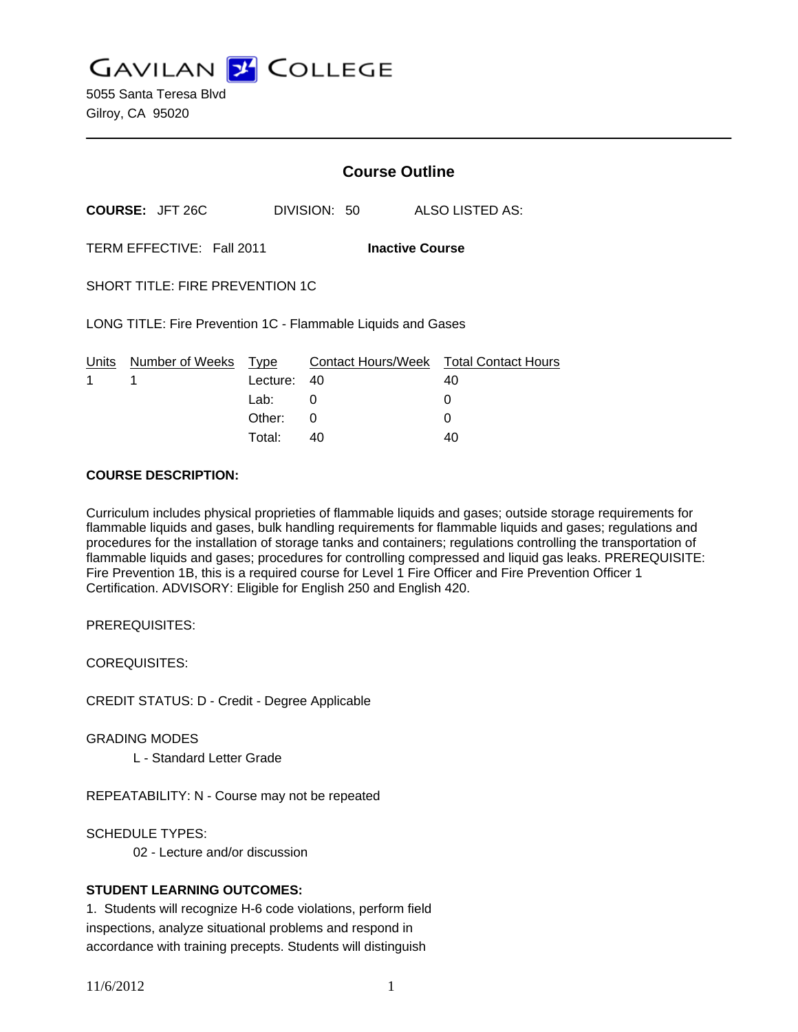# GAVILAN COLLEGE

5055 Santa Teresa Blvd
Gilroy, CA 95020

---

## Course Outline

**COURSE:** JFT 26C DIVISION: 50 ALSO LISTED AS:

TERM EFFECTIVE: Fall 2011 **Inactive Course**

SHORT TITLE: FIRE PREVENTION 1C

LONG TITLE: Fire Prevention 1C - Flammable Liquids and Gases

| Units | Number of Weeks | Type | Contact Hours/Week | Total Contact Hours |
|---|---|---|---|---|
| 1 | 1 | Lecture: | 40 | 40 |
| | | Lab: | 0 | 0 |
| | | Other: | 0 | 0 |
| | | Total: | 40 | 40 |

**COURSE DESCRIPTION:**

Curriculum includes physical proprieties of flammable liquids and gases; outside storage requirements for flammable liquids and gases, bulk handling requirements for flammable liquids and gases; regulations and procedures for the installation of storage tanks and containers; regulations controlling the transportation of flammable liquids and gases; procedures for controlling compressed and liquid gas leaks. PREREQUISITE: Fire Prevention 1B, this is a required course for Level 1 Fire Officer and Fire Prevention Officer 1 Certification. ADVISORY: Eligible for English 250 and English 420.

PREREQUISITES:

COREQUISITES:

CREDIT STATUS: D - Credit - Degree Applicable

GRADING MODES

L - Standard Letter Grade

REPEATABILITY: N - Course may not be repeated

SCHEDULE TYPES:

02 - Lecture and/or discussion

**STUDENT LEARNING OUTCOMES:**

1. Students will recognize H-6 code violations, perform field inspections, analyze situational problems and respond in accordance with training precepts. Students will distinguish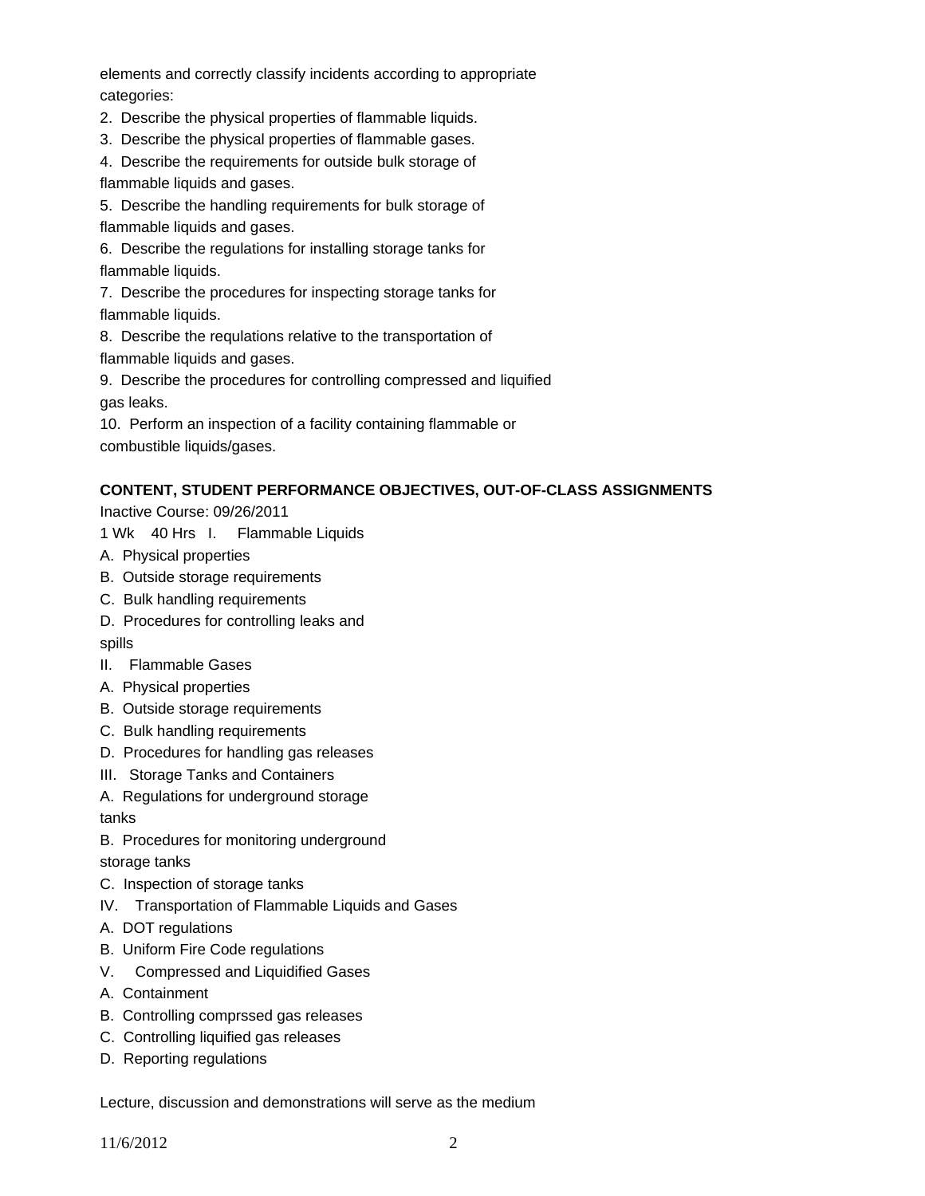elements and correctly classify incidents according to appropriate categories:

2. Describe the physical properties of flammable liquids.
3. Describe the physical properties of flammable gases.
4. Describe the requirements for outside bulk storage of flammable liquids and gases.
5. Describe the handling requirements for bulk storage of flammable liquids and gases.
6. Describe the regulations for installing storage tanks for flammable liquids.
7. Describe the procedures for inspecting storage tanks for flammable liquids.
8. Describe the requlations relative to the transportation of flammable liquids and gases.
9. Describe the procedures for controlling compressed and liquified gas leaks.
10. Perform an inspection of a facility containing flammable or combustible liquids/gases.

**CONTENT, STUDENT PERFORMANCE OBJECTIVES, OUT-OF-CLASS ASSIGNMENTS**

Inactive Course: 09/26/2011

1 Wk 40 Hrs I. Flammable Liquids

A. Physical properties
B. Outside storage requirements
C. Bulk handling requirements
D. Procedures for controlling leaks and spills

II. Flammable Gases

A. Physical properties
B. Outside storage requirements
C. Bulk handling requirements
D. Procedures for handling gas releases

III. Storage Tanks and Containers

A. Regulations for underground storage tanks
B. Procedures for monitoring underground storage tanks
C. Inspection of storage tanks

IV. Transportation of Flammable Liquids and Gases

A. DOT regulations
B. Uniform Fire Code regulations

V. Compressed and Liquidified Gases

A. Containment
B. Controlling comprssed gas releases
C. Controlling liquified gas releases
D. Reporting regulations

Lecture, discussion and demonstrations will serve as the medium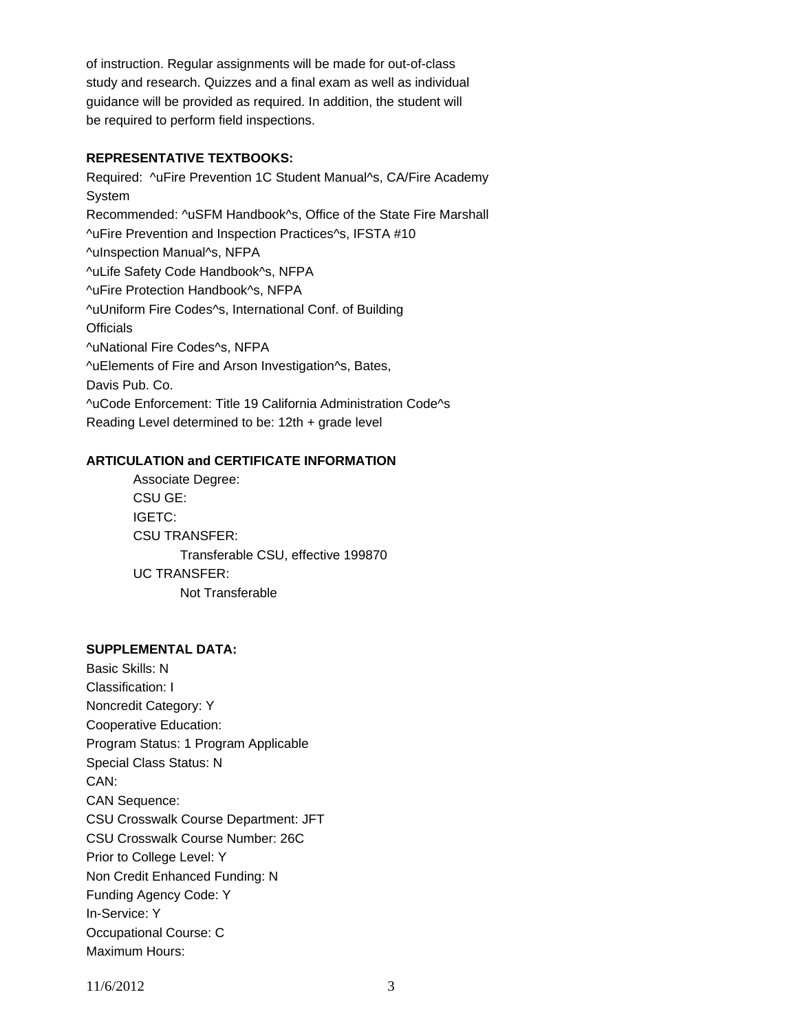of instruction. Regular assignments will be made for out-of-class study and research. Quizzes and a final exam as well as individual guidance will be provided as required. In addition, the student will be required to perform field inspections.

**REPRESENTATIVE TEXTBOOKS:**

Required: ^uFire Prevention 1C Student Manual^s, CA/Fire Academy System
Recommended: ^uSFM Handbook^s, Office of the State Fire Marshall
^uFire Prevention and Inspection Practices^s, IFSTA #10
^uInspection Manual^s, NFPA
^uLife Safety Code Handbook^s, NFPA
^uFire Protection Handbook^s, NFPA
^uUniform Fire Codes^s, International Conf. of Building Officials
^uNational Fire Codes^s, NFPA
^uElements of Fire and Arson Investigation^s, Bates, Davis Pub. Co.
^uCode Enforcement: Title 19 California Administration Code^s
Reading Level determined to be: 12th + grade level

**ARTICULATION and CERTIFICATE INFORMATION**

Associate Degree:
CSU GE:
IGETC:
CSU TRANSFER:
Transferable CSU, effective 199870
UC TRANSFER:
Not Transferable

**SUPPLEMENTAL DATA:**

Basic Skills: N
Classification: I
Noncredit Category: Y
Cooperative Education:
Program Status: 1 Program Applicable
Special Class Status: N
CAN:
CAN Sequence:
CSU Crosswalk Course Department: JFT
CSU Crosswalk Course Number: 26C
Prior to College Level: Y
Non Credit Enhanced Funding: N
Funding Agency Code: Y
In-Service: Y
Occupational Course: C
Maximum Hours: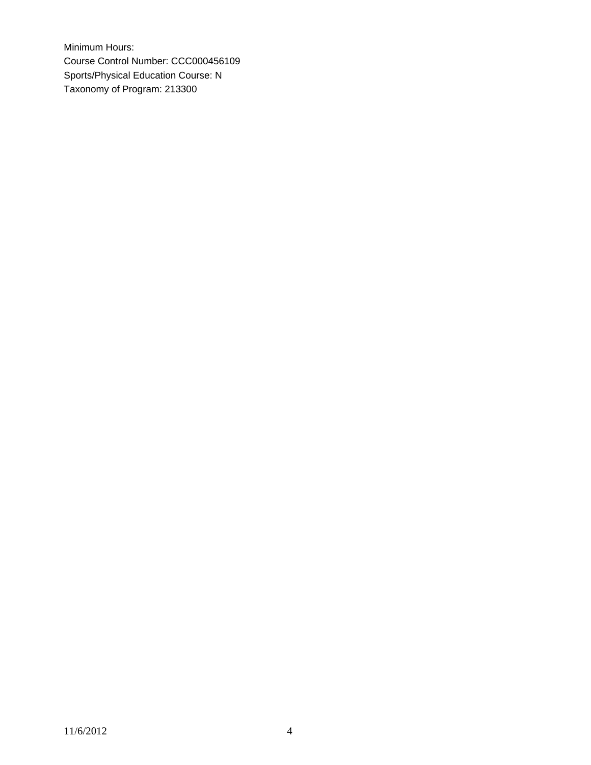Minimum Hours:
Course Control Number: CCC000456109
Sports/Physical Education Course: N
Taxonomy of Program: 213300